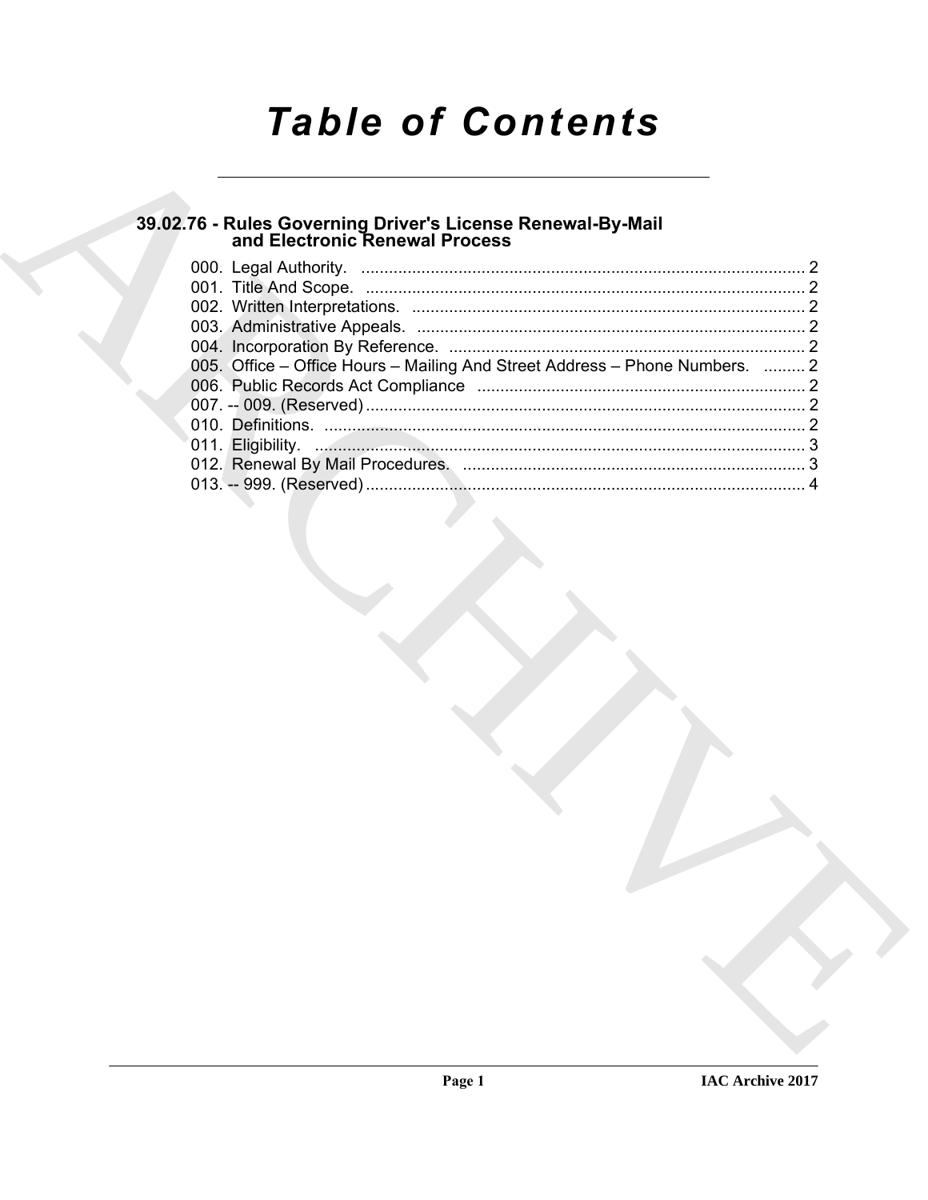# Table of Contents

## 39.02.76 - Rules Governing Driver's License Renewal-By-Mail and Electronic Renewal Process

000. Legal Authority. ........................................................................................ 2
001. Title And Scope. ........................................................................................ 2
002. Written Interpretations. ............................................................................. 2
003. Administrative Appeals. ............................................................................ 2
004. Incorporation By Reference. ..................................................................... 2
005. Office – Office Hours – Mailing And Street Address – Phone Numbers. ......... 2
006. Public Records Act Compliance ................................................................ 2
007. -- 009. (Reserved) ...................................................................................... 2
010. Definitions. ................................................................................................ 2
011. Eligibility. .................................................................................................. 3
012. Renewal By Mail Procedures. ................................................................... 3
013. -- 999. (Reserved) ...................................................................................... 4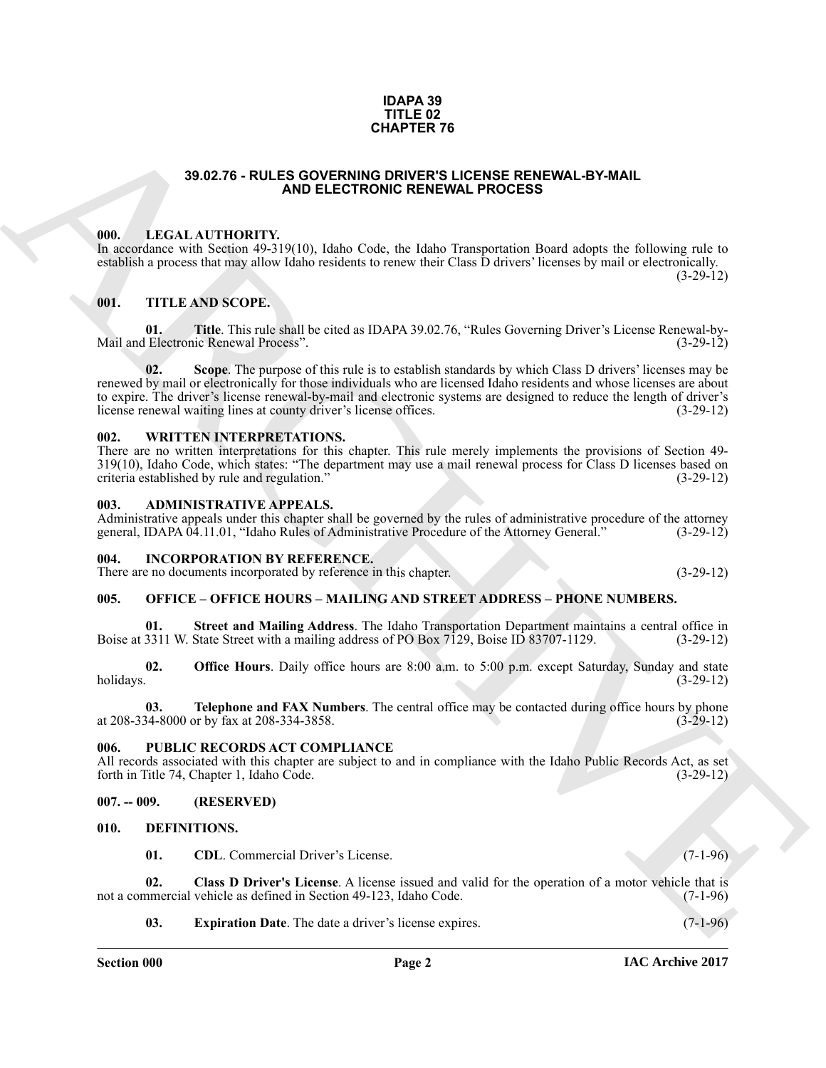**IDAPA 39**
**TITLE 02**
**CHAPTER 76**

# 39.02.76 - RULES GOVERNING DRIVER'S LICENSE RENEWAL-BY-MAIL AND ELECTRONIC RENEWAL PROCESS

## 000. LEGAL AUTHORITY.

In accordance with Section 49-319(10), Idaho Code, the Idaho Transportation Board adopts the following rule to establish a process that may allow Idaho residents to renew their Class D drivers' licenses by mail or electronically. (3-29-12)

## 001. TITLE AND SCOPE.

**01. Title**. This rule shall be cited as IDAPA 39.02.76, "Rules Governing Driver's License Renewal-by-Mail and Electronic Renewal Process". (3-29-12)

**02. Scope**. The purpose of this rule is to establish standards by which Class D drivers' licenses may be renewed by mail or electronically for those individuals who are licensed Idaho residents and whose licenses are about to expire. The driver's license renewal-by-mail and electronic systems are designed to reduce the length of driver's license renewal waiting lines at county driver's license offices. (3-29-12)

## 002. WRITTEN INTERPRETATIONS.

There are no written interpretations for this chapter. This rule merely implements the provisions of Section 49-319(10), Idaho Code, which states: "The department may use a mail renewal process for Class D licenses based on criteria established by rule and regulation." (3-29-12)

## 003. ADMINISTRATIVE APPEALS.

Administrative appeals under this chapter shall be governed by the rules of administrative procedure of the attorney general, IDAPA 04.11.01, "Idaho Rules of Administrative Procedure of the Attorney General." (3-29-12)

## 004. INCORPORATION BY REFERENCE.

There are no documents incorporated by reference in this chapter. (3-29-12)

## 005. OFFICE – OFFICE HOURS – MAILING AND STREET ADDRESS – PHONE NUMBERS.

**01. Street and Mailing Address**. The Idaho Transportation Department maintains a central office in Boise at 3311 W. State Street with a mailing address of PO Box 7129, Boise ID 83707-1129. (3-29-12)

**02. Office Hours**. Daily office hours are 8:00 a.m. to 5:00 p.m. except Saturday, Sunday and state holidays. (3-29-12)

**03. Telephone and FAX Numbers**. The central office may be contacted during office hours by phone at 208-334-8000 or by fax at 208-334-3858. (3-29-12)

## 006. PUBLIC RECORDS ACT COMPLIANCE

All records associated with this chapter are subject to and in compliance with the Idaho Public Records Act, as set forth in Title 74, Chapter 1, Idaho Code. (3-29-12)

## 007. -- 009. (RESERVED)

## 010. DEFINITIONS.

**01. CDL**. Commercial Driver's License. (7-1-96)

**02. Class D Driver's License**. A license issued and valid for the operation of a motor vehicle that is not a commercial vehicle as defined in Section 49-123, Idaho Code. (7-1-96)

**03. Expiration Date**. The date a driver's license expires. (7-1-96)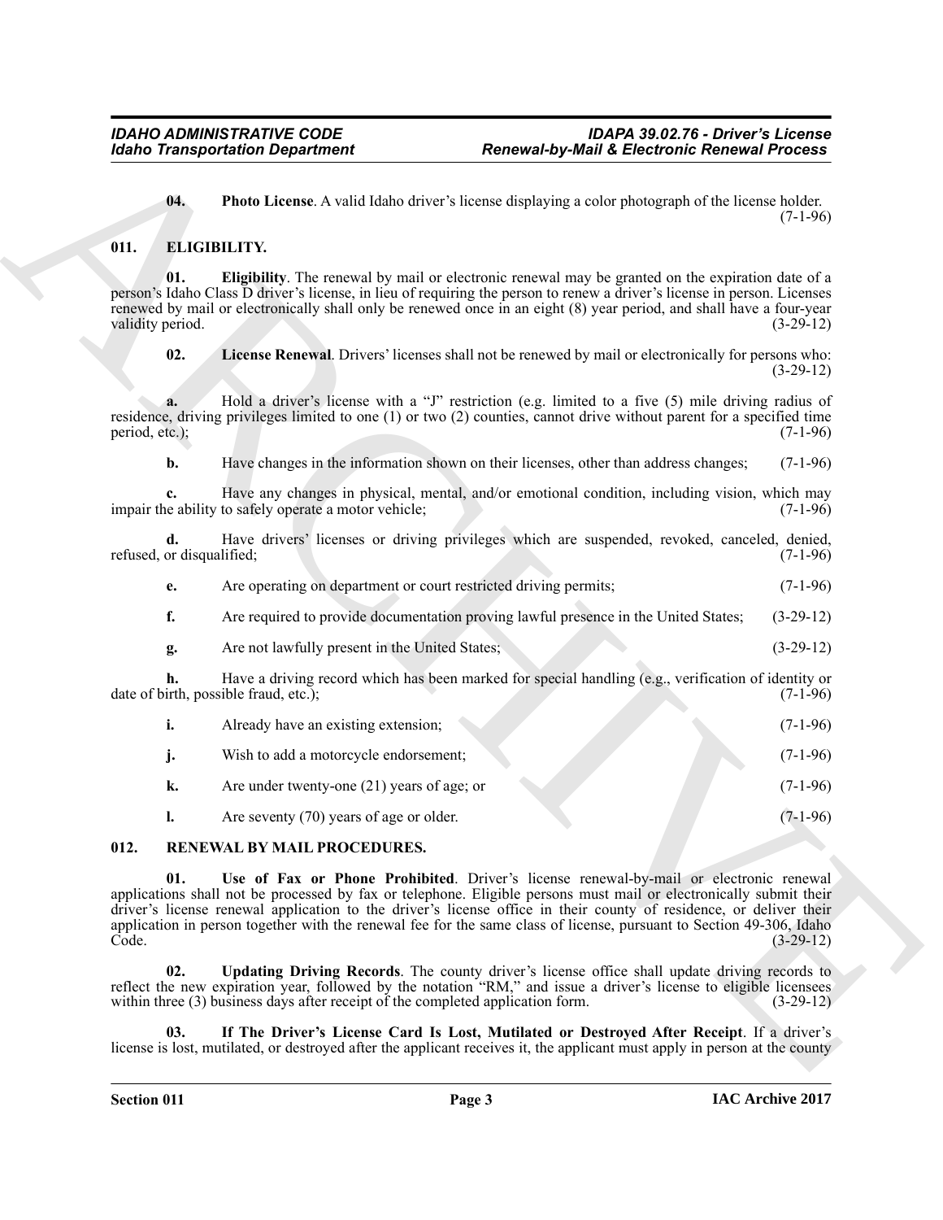**04. Photo License**. A valid Idaho driver's license displaying a color photograph of the license holder. (7-1-96)

## 011. ELIGIBILITY.

**01. Eligibility**. The renewal by mail or electronic renewal may be granted on the expiration date of a person's Idaho Class D driver's license, in lieu of requiring the person to renew a driver's license in person. Licenses renewed by mail or electronically shall only be renewed once in an eight (8) year period, and shall have a four-year validity period. (3-29-12)

**02. License Renewal**. Drivers' licenses shall not be renewed by mail or electronically for persons who: (3-29-12)

**a.** Hold a driver's license with a "J" restriction (e.g. limited to a five (5) mile driving radius of residence, driving privileges limited to one (1) or two (2) counties, cannot drive without parent for a specified time period, etc.); (7-1-96)

**b.** Have changes in the information shown on their licenses, other than address changes; (7-1-96)

**c.** Have any changes in physical, mental, and/or emotional condition, including vision, which may impair the ability to safely operate a motor vehicle; (7-1-96)

**d.** Have drivers' licenses or driving privileges which are suspended, revoked, canceled, denied, refused, or disqualified; (7-1-96)

**e.** Are operating on department or court restricted driving permits; (7-1-96)

**f.** Are required to provide documentation proving lawful presence in the United States; (3-29-12)

**g.** Are not lawfully present in the United States; (3-29-12)

**h.** Have a driving record which has been marked for special handling (e.g., verification of identity or date of birth, possible fraud, etc.); (7-1-96)

**i.** Already have an existing extension; (7-1-96)

**j.** Wish to add a motorcycle endorsement; (7-1-96)

**k.** Are under twenty-one (21) years of age; or (7-1-96)

**l.** Are seventy (70) years of age or older. (7-1-96)

## 012. RENEWAL BY MAIL PROCEDURES.

**01. Use of Fax or Phone Prohibited**. Driver's license renewal-by-mail or electronic renewal applications shall not be processed by fax or telephone. Eligible persons must mail or electronically submit their driver's license renewal application to the driver's license office in their county of residence, or deliver their application in person together with the renewal fee for the same class of license, pursuant to Section 49-306, Idaho Code. (3-29-12)

**02. Updating Driving Records**. The county driver's license office shall update driving records to reflect the new expiration year, followed by the notation "RM," and issue a driver's license to eligible licensees within three (3) business days after receipt of the completed application form. (3-29-12)

**03. If The Driver's License Card Is Lost, Mutilated or Destroyed After Receipt**. If a driver's license is lost, mutilated, or destroyed after the applicant receives it, the applicant must apply in person at the county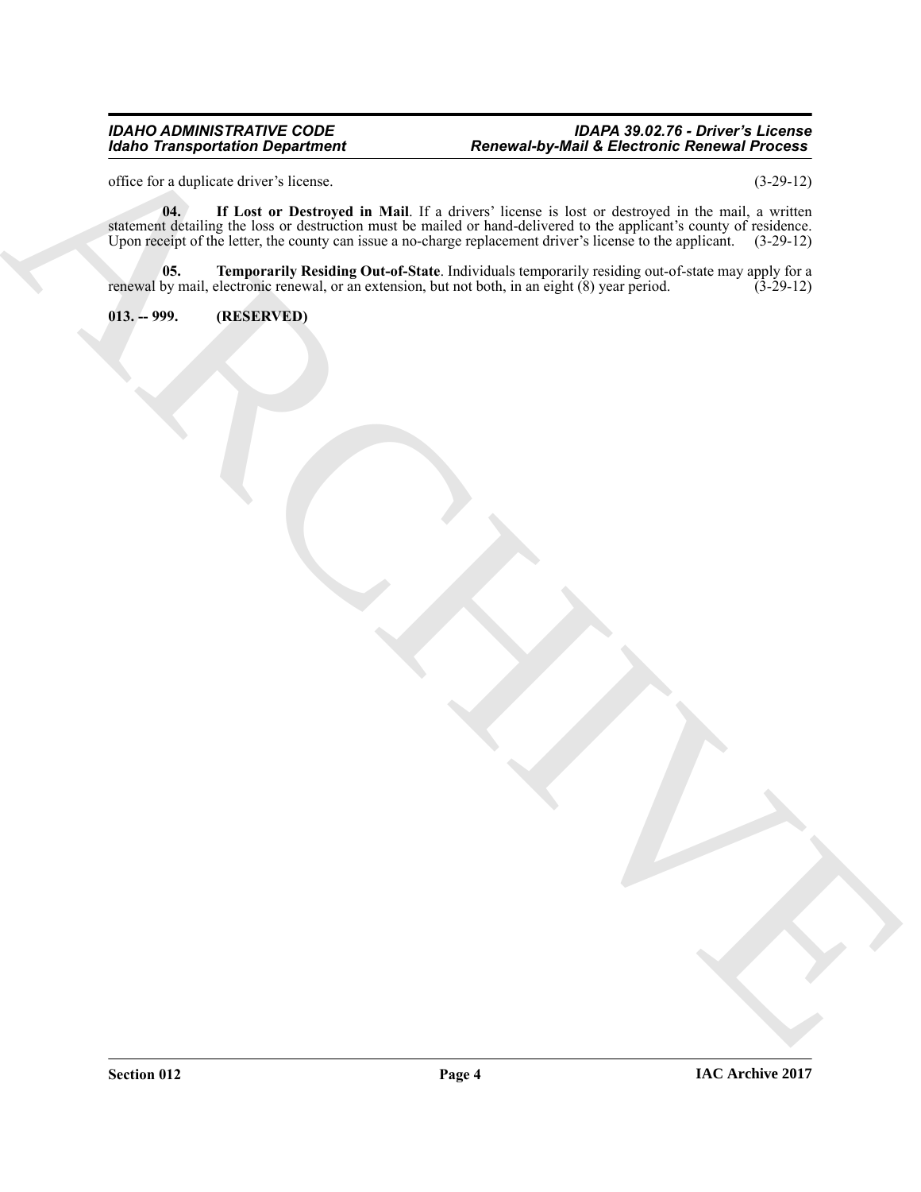office for a duplicate driver's license. (3-29-12)

**04. If Lost or Destroyed in Mail**. If a drivers' license is lost or destroyed in the mail, a written statement detailing the loss or destruction must be mailed or hand-delivered to the applicant's county of residence. Upon receipt of the letter, the county can issue a no-charge replacement driver's license to the applicant. (3-29-12)

**05. Temporarily Residing Out-of-State**. Individuals temporarily residing out-of-state may apply for a renewal by mail, electronic renewal, or an extension, but not both, in an eight (8) year period. (3-29-12)

**013. -- 999. (RESERVED)**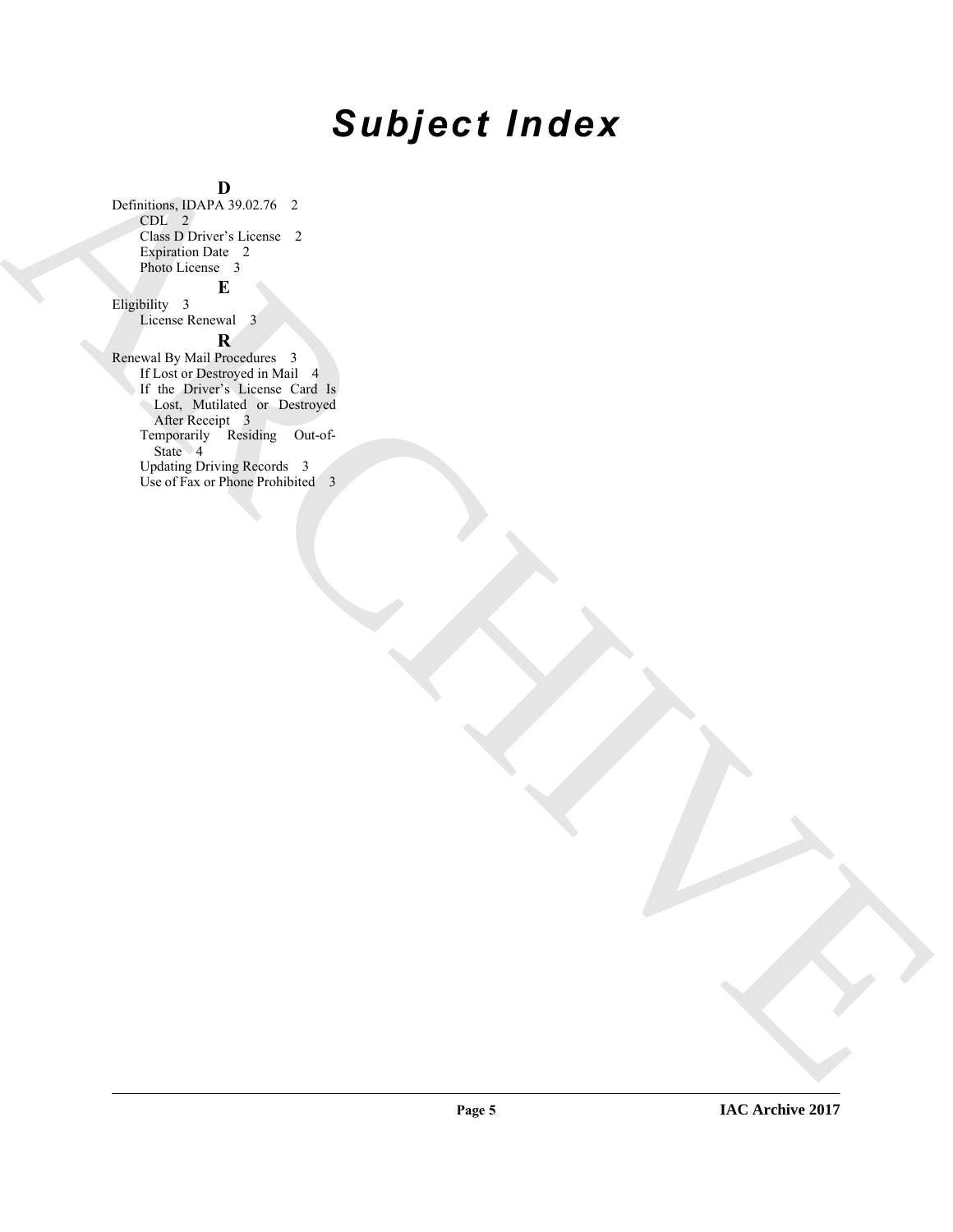# *Subject Index*

**D**

Definitions, IDAPA 39.02.76 2
- CDL 2
- Class D Driver's License 2
- Expiration Date 2
- Photo License 3

**E**

Eligibility 3
- License Renewal 3

**R**

Renewal By Mail Procedures 3
- If Lost or Destroyed in Mail 4
- If the Driver's License Card Is Lost, Mutilated or Destroyed After Receipt 3
- Temporarily Residing Out-of-State 4
- Updating Driving Records 3
- Use of Fax or Phone Prohibited 3